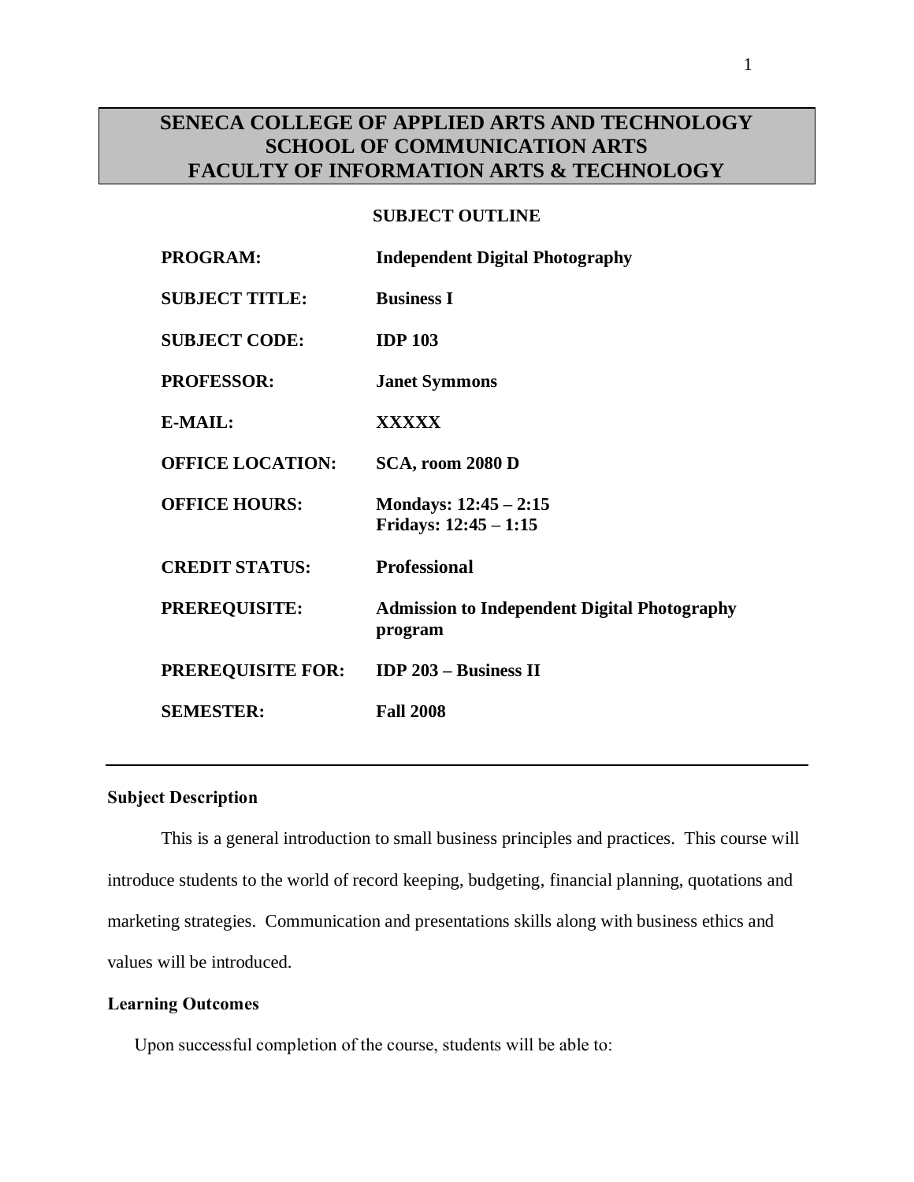# SENECA COLLEGE OF APPLIED ARTS AND TECHNOLOGY
# SCHOOL OF COMMUNICATION ARTS
# FACULTY OF INFORMATION ARTS & TECHNOLOGY

## SUBJECT OUTLINE

| | |
|---|---|
| **PROGRAM:** | **Independent Digital Photography** |
| **SUBJECT TITLE:** | **Business I** |
| **SUBJECT CODE:** | **IDP 103** |
| **PROFESSOR:** | **Janet Symmons** |
| **E-MAIL:** | **XXXXX** |
| **OFFICE LOCATION:** | **SCA, room 2080 D** |
| **OFFICE HOURS:** | **Mondays: 12:45 – 2:15**<br>**Fridays: 12:45 – 1:15** |
| **CREDIT STATUS:** | **Professional** |
| **PREREQUISITE:** | **Admission to Independent Digital Photography program** |
| **PREREQUISITE FOR:** | **IDP 203 – Business II** |
| **SEMESTER:** | **Fall 2008** |

---

### Subject Description

This is a general introduction to small business principles and practices. This course will introduce students to the world of record keeping, budgeting, financial planning, quotations and marketing strategies. Communication and presentations skills along with business ethics and values will be introduced.

### Learning Outcomes

Upon successful completion of the course, students will be able to: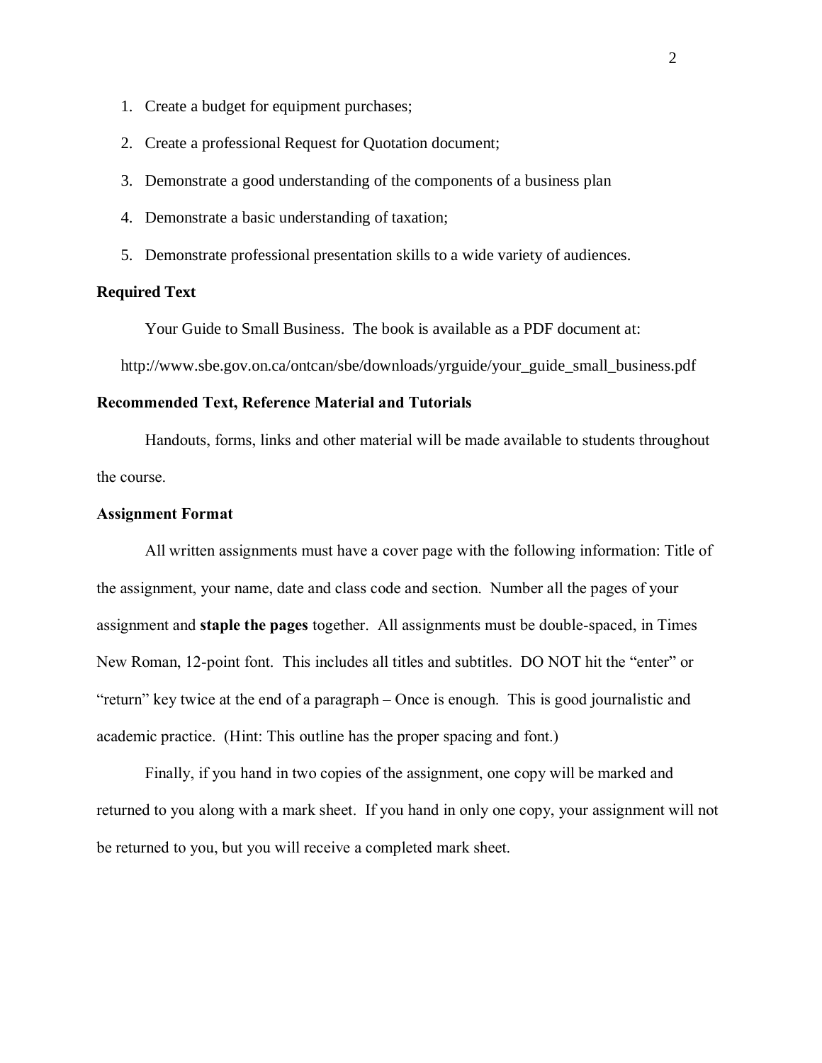1. Create a budget for equipment purchases;
2. Create a professional Request for Quotation document;
3. Demonstrate a good understanding of the components of a business plan
4. Demonstrate a basic understanding of taxation;
5. Demonstrate professional presentation skills to a wide variety of audiences.

**Required Text**

Your Guide to Small Business. The book is available as a PDF document at:

http://www.sbe.gov.on.ca/ontcan/sbe/downloads/yrguide/your_guide_small_business.pdf

**Recommended Text, Reference Material and Tutorials**

Handouts, forms, links and other material will be made available to students throughout the course.

**Assignment Format**

All written assignments must have a cover page with the following information: Title of the assignment, your name, date and class code and section. Number all the pages of your assignment and **staple the pages** together. All assignments must be double-spaced, in Times New Roman, 12-point font. This includes all titles and subtitles. DO NOT hit the "enter" or "return" key twice at the end of a paragraph – Once is enough. This is good journalistic and academic practice. (Hint: This outline has the proper spacing and font.)

Finally, if you hand in two copies of the assignment, one copy will be marked and returned to you along with a mark sheet. If you hand in only one copy, your assignment will not be returned to you, but you will receive a completed mark sheet.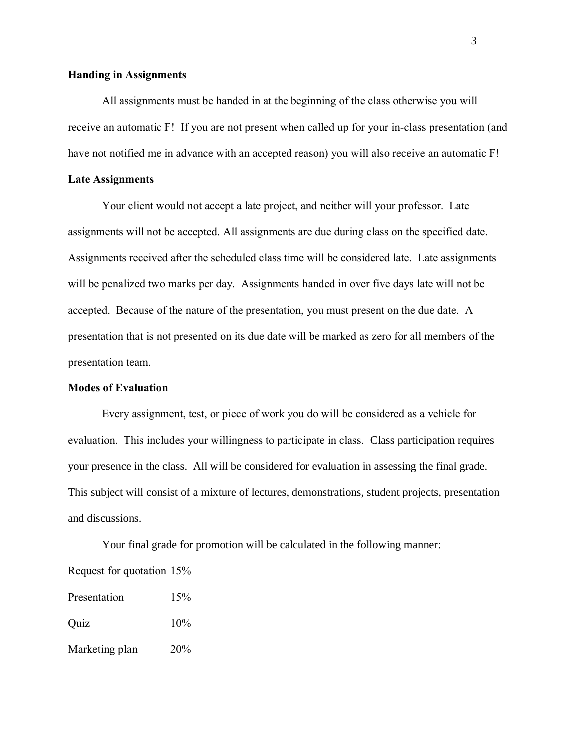**Handing in Assignments**

All assignments must be handed in at the beginning of the class otherwise you will receive an automatic F! If you are not present when called up for your in-class presentation (and have not notified me in advance with an accepted reason) you will also receive an automatic F!

**Late Assignments**

Your client would not accept a late project, and neither will your professor. Late assignments will not be accepted. All assignments are due during class on the specified date. Assignments received after the scheduled class time will be considered late. Late assignments will be penalized two marks per day. Assignments handed in over five days late will not be accepted. Because of the nature of the presentation, you must present on the due date. A presentation that is not presented on its due date will be marked as zero for all members of the presentation team.

**Modes of Evaluation**

Every assignment, test, or piece of work you do will be considered as a vehicle for evaluation. This includes your willingness to participate in class. Class participation requires your presence in the class. All will be considered for evaluation in assessing the final grade. This subject will consist of a mixture of lectures, demonstrations, student projects, presentation and discussions.

Your final grade for promotion will be calculated in the following manner:

Request for quotation 15%

Presentation 15%

Quiz 10%

Marketing plan 20%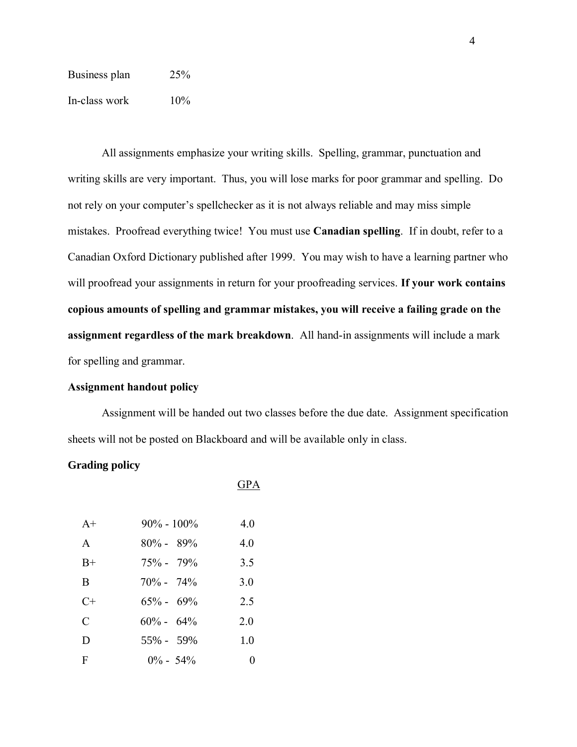| | |
|---|---|
| Business plan | 25% |
| In-class work | 10% |

All assignments emphasize your writing skills. Spelling, grammar, punctuation and writing skills are very important. Thus, you will lose marks for poor grammar and spelling. Do not rely on your computer's spellchecker as it is not always reliable and may miss simple mistakes. Proofread everything twice! You must use **Canadian spelling**. If in doubt, refer to a Canadian Oxford Dictionary published after 1999. You may wish to have a learning partner who will proofread your assignments in return for your proofreading services. **If your work contains copious amounts of spelling and grammar mistakes, you will receive a failing grade on the assignment regardless of the mark breakdown**. All hand-in assignments will include a mark for spelling and grammar.

**Assignment handout policy**

Assignment will be handed out two classes before the due date. Assignment specification sheets will not be posted on Blackboard and will be available only in class.

**Grading policy**

| | | GPA |
|---|---|---|
| A+ | 90% - 100% | 4.0 |
| A | 80% - 89% | 4.0 |
| B+ | 75% - 79% | 3.5 |
| B | 70% - 74% | 3.0 |
| C+ | 65% - 69% | 2.5 |
| C | 60% - 64% | 2.0 |
| D | 55% - 59% | 1.0 |
| F | 0% - 54% | 0 |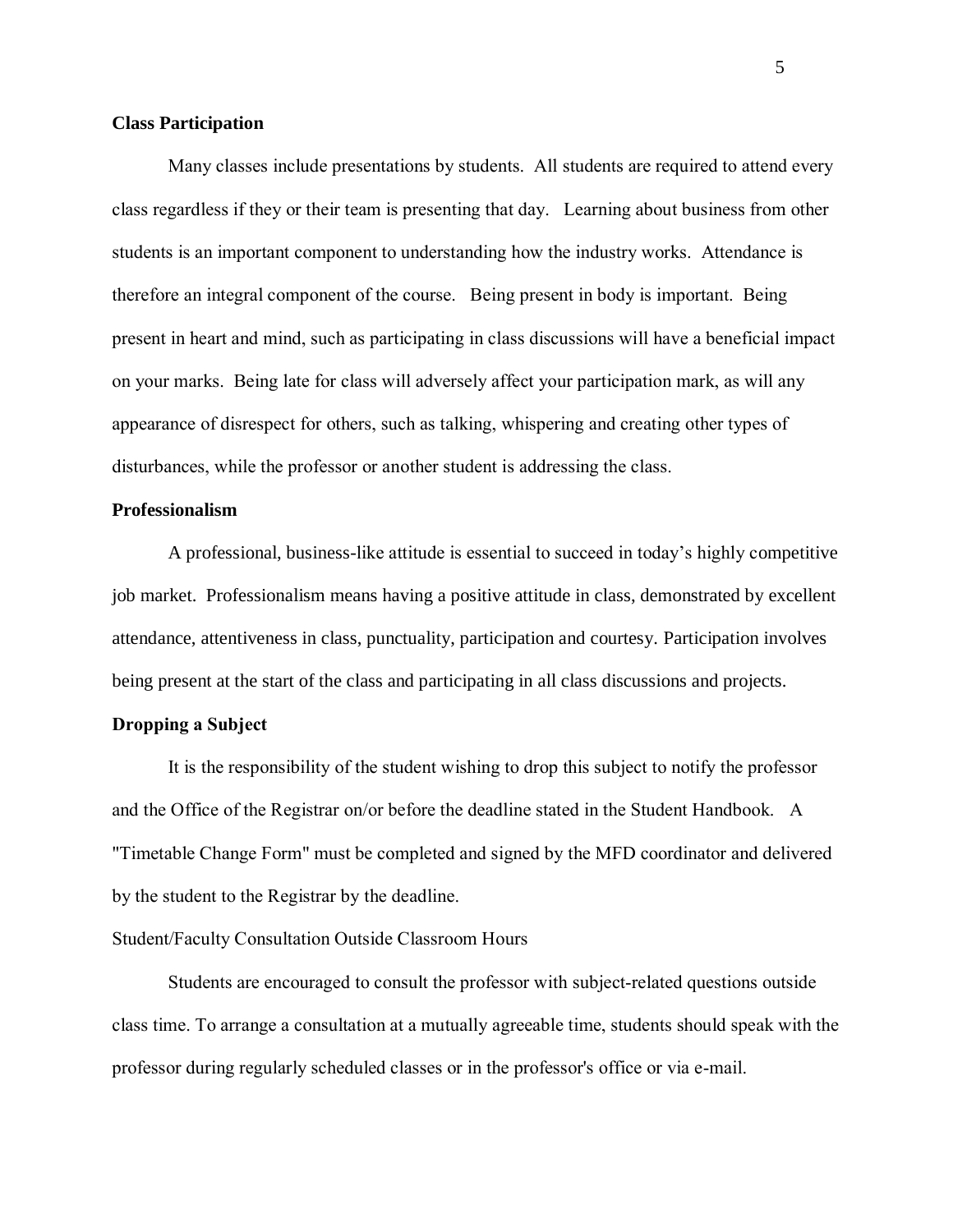**Class Participation**

Many classes include presentations by students. All students are required to attend every class regardless if they or their team is presenting that day. Learning about business from other students is an important component to understanding how the industry works. Attendance is therefore an integral component of the course. Being present in body is important. Being present in heart and mind, such as participating in class discussions will have a beneficial impact on your marks. Being late for class will adversely affect your participation mark, as will any appearance of disrespect for others, such as talking, whispering and creating other types of disturbances, while the professor or another student is addressing the class.

**Professionalism**

A professional, business-like attitude is essential to succeed in today's highly competitive job market. Professionalism means having a positive attitude in class, demonstrated by excellent attendance, attentiveness in class, punctuality, participation and courtesy. Participation involves being present at the start of the class and participating in all class discussions and projects.

**Dropping a Subject**

It is the responsibility of the student wishing to drop this subject to notify the professor and the Office of the Registrar on/or before the deadline stated in the Student Handbook. A "Timetable Change Form" must be completed and signed by the MFD coordinator and delivered by the student to the Registrar by the deadline.

Student/Faculty Consultation Outside Classroom Hours

Students are encouraged to consult the professor with subject-related questions outside class time. To arrange a consultation at a mutually agreeable time, students should speak with the professor during regularly scheduled classes or in the professor's office or via e-mail.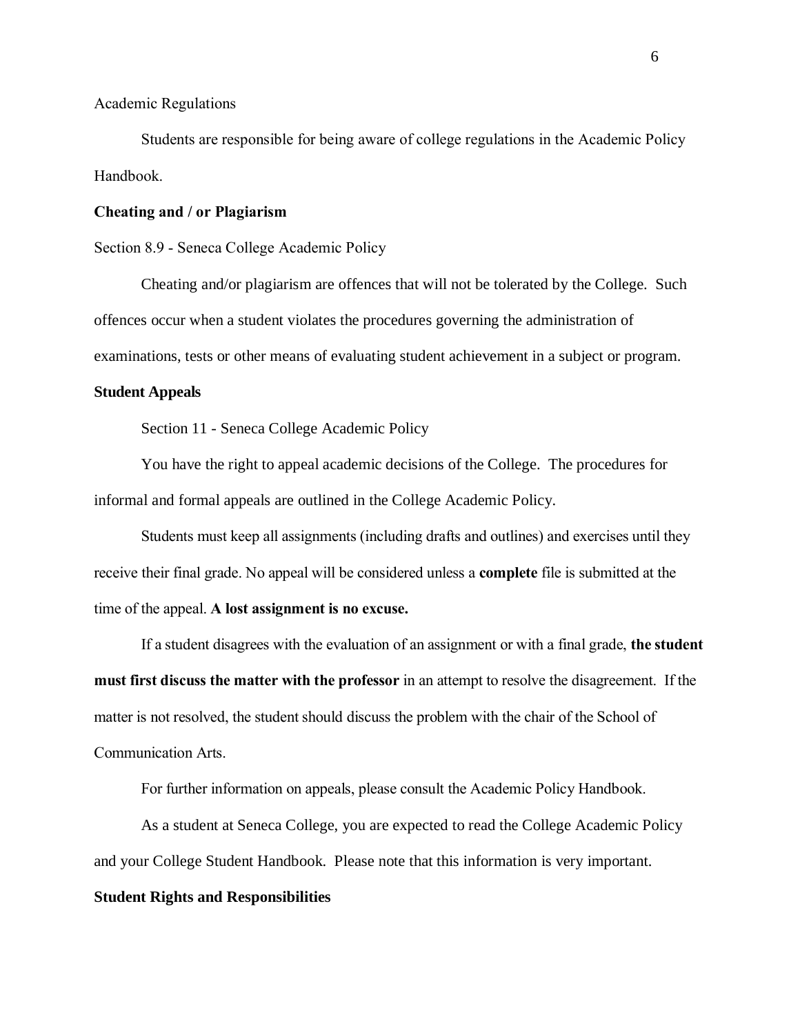Academic Regulations

Students are responsible for being aware of college regulations in the Academic Policy Handbook.

**Cheating and / or Plagiarism**

Section 8.9 - Seneca College Academic Policy

Cheating and/or plagiarism are offences that will not be tolerated by the College. Such offences occur when a student violates the procedures governing the administration of examinations, tests or other means of evaluating student achievement in a subject or program.

**Student Appeals**

Section 11 - Seneca College Academic Policy

You have the right to appeal academic decisions of the College. The procedures for informal and formal appeals are outlined in the College Academic Policy.

Students must keep all assignments (including drafts and outlines) and exercises until they receive their final grade. No appeal will be considered unless a **complete** file is submitted at the time of the appeal. **A lost assignment is no excuse.**

If a student disagrees with the evaluation of an assignment or with a final grade, **the student must first discuss the matter with the professor** in an attempt to resolve the disagreement. If the matter is not resolved, the student should discuss the problem with the chair of the School of Communication Arts.

For further information on appeals, please consult the Academic Policy Handbook.

As a student at Seneca College, you are expected to read the College Academic Policy and your College Student Handbook. Please note that this information is very important.

**Student Rights and Responsibilities**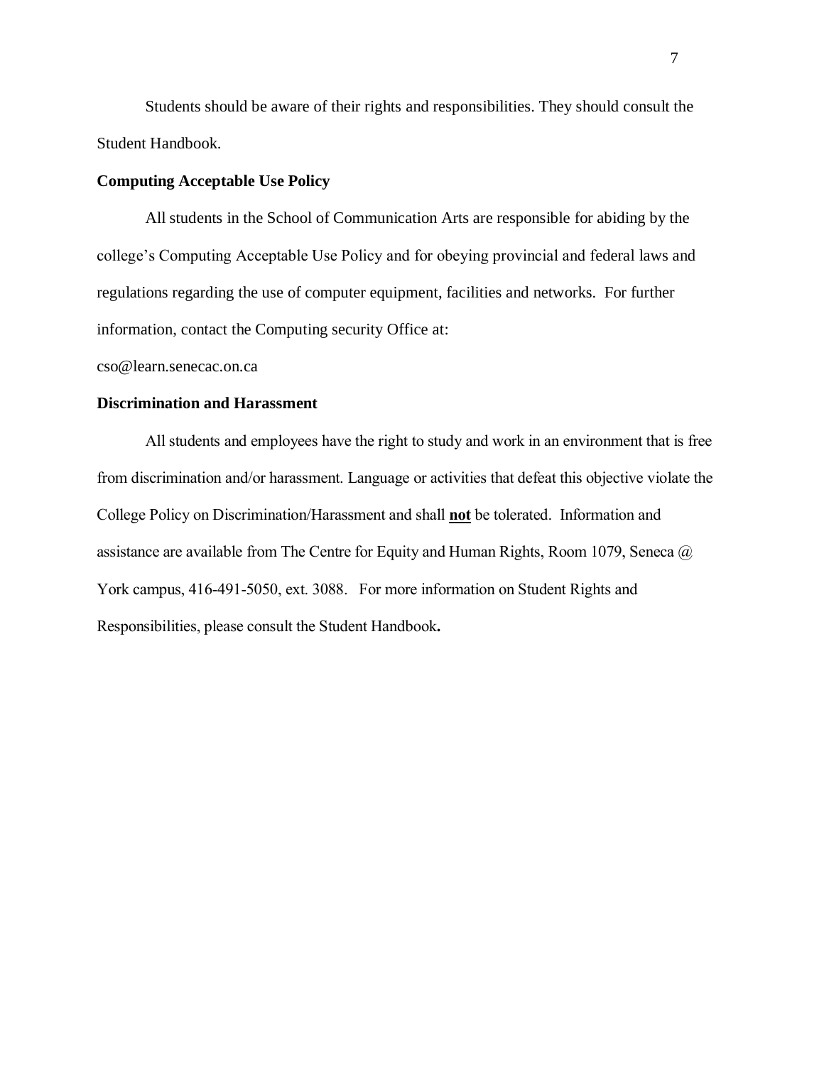Students should be aware of their rights and responsibilities. They should consult the Student Handbook.

**Computing Acceptable Use Policy**

All students in the School of Communication Arts are responsible for abiding by the college's Computing Acceptable Use Policy and for obeying provincial and federal laws and regulations regarding the use of computer equipment, facilities and networks. For further information, contact the Computing security Office at:

cso@learn.senecac.on.ca

**Discrimination and Harassment**

All students and employees have the right to study and work in an environment that is free from discrimination and/or harassment. Language or activities that defeat this objective violate the College Policy on Discrimination/Harassment and shall **<u>not</u>** be tolerated. Information and assistance are available from The Centre for Equity and Human Rights, Room 1079, Seneca @ York campus, 416-491-5050, ext. 3088. For more information on Student Rights and Responsibilities, please consult the Student Handbook**.**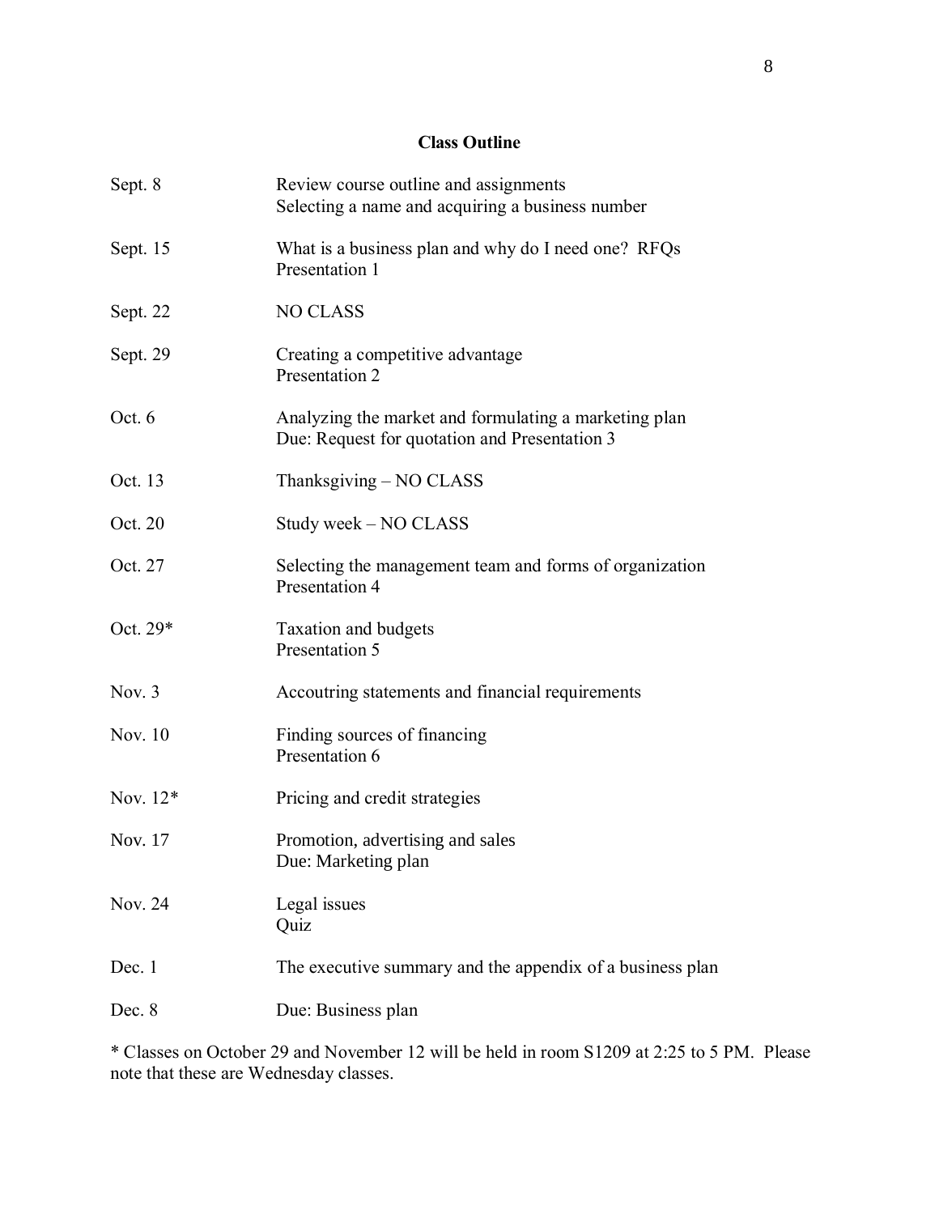**Class Outline**

| | |
|---|---|
| Sept. 8 | Review course outline and assignments<br>Selecting a name and acquiring a business number |
| Sept. 15 | What is a business plan and why do I need one? RFQs<br>Presentation 1 |
| Sept. 22 | NO CLASS |
| Sept. 29 | Creating a competitive advantage<br>Presentation 2 |
| Oct. 6 | Analyzing the market and formulating a marketing plan<br>Due: Request for quotation and Presentation 3 |
| Oct. 13 | Thanksgiving – NO CLASS |
| Oct. 20 | Study week – NO CLASS |
| Oct. 27 | Selecting the management team and forms of organization<br>Presentation 4 |
| Oct. 29* | Taxation and budgets<br>Presentation 5 |
| Nov. 3 | Accoutring statements and financial requirements |
| Nov. 10 | Finding sources of financing<br>Presentation 6 |
| Nov. 12* | Pricing and credit strategies |
| Nov. 17 | Promotion, advertising and sales<br>Due: Marketing plan |
| Nov. 24 | Legal issues<br>Quiz |
| Dec. 1 | The executive summary and the appendix of a business plan |
| Dec. 8 | Due: Business plan |

* Classes on October 29 and November 12 will be held in room S1209 at 2:25 to 5 PM. Please note that these are Wednesday classes.